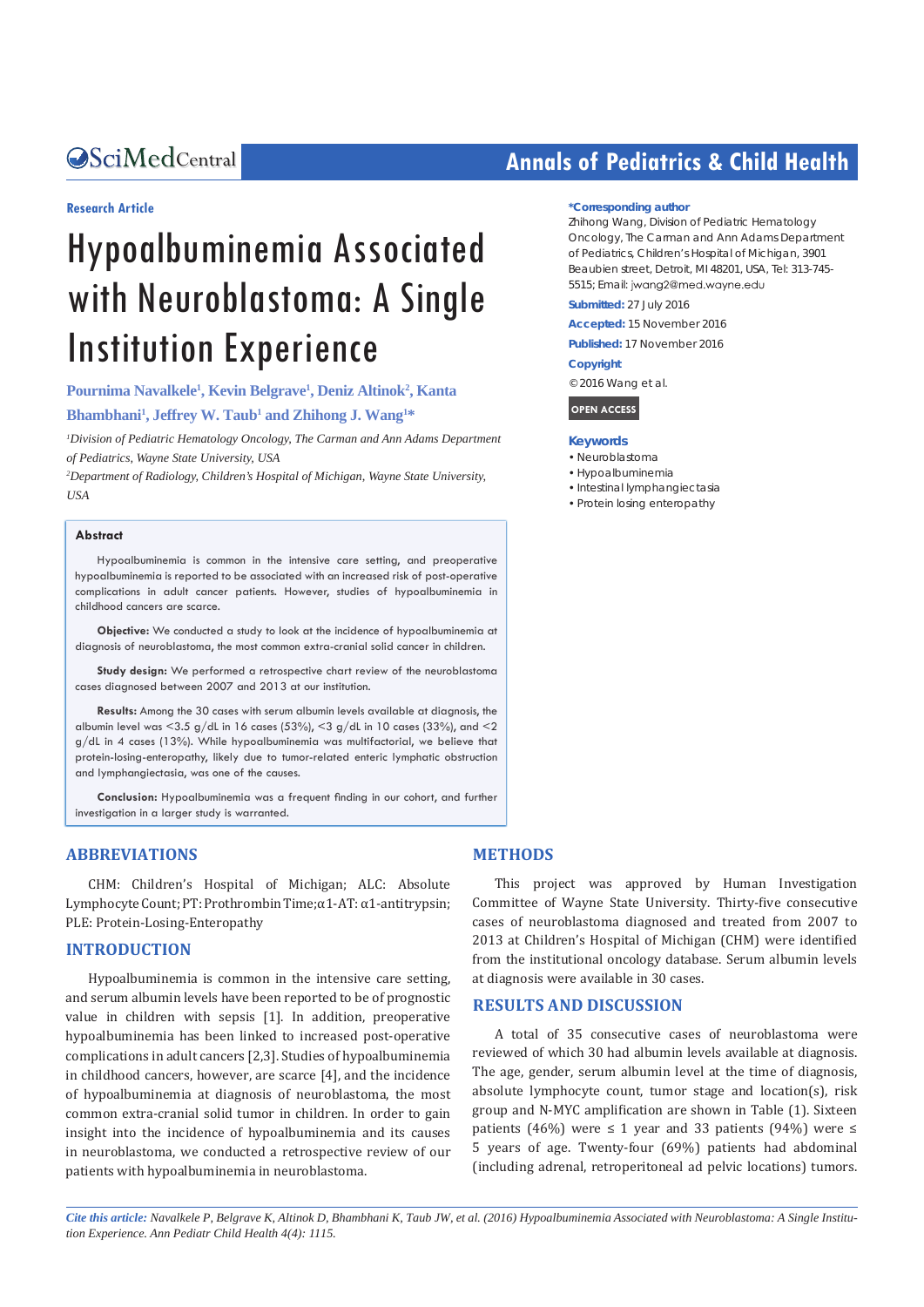Research Article

# Hypoalbuminemia Associated with Neuroblastoma: A Single Institution Experience

**Pournima Navalkele[1], Kevin Belgrave[1], Deniz Altinok[2], Kanta Bhambhani[1], Jeffrey W. Taub[1] and Zhihong J. Wang[1]***

*[1]Division of Pediatric Hematology Oncology, The Carman and Ann Adams Department of Pediatrics, Wayne State University, USA*

*[2]Department of Radiology, Children's Hospital of Michigan, Wayne State University, USA*

**\*Corresponding author**

Zhihong Wang, Division of Pediatric Hematology Oncology, The Carman and Ann Adams Department of Pediatrics, Children's Hospital of Michigan, 3901 Beaubien street, Detroit, MI 48201, USA, Tel: 313-745-5515; Email: jwang2@med.wayne.edu

**Submitted:** 27 July 2016

**Accepted:** 15 November 2016

**Published:** 17 November 2016

**Copyright**

© 2016 Wang et al.

**OPEN ACCESS**

**Keywords**

- Neuroblastoma
- Hypoalbuminemia
- Intestinal lymphangiectasia
- Protein losing enteropathy

## Abstract

Hypoalbuminemia is common in the intensive care setting, and preoperative hypoalbuminemia is reported to be associated with an increased risk of post-operative complications in adult cancer patients. However, studies of hypoalbuminemia in childhood cancers are scarce.

**Objective:** We conducted a study to look at the incidence of hypoalbuminemia at diagnosis of neuroblastoma, the most common extra-cranial solid cancer in children.

**Study design:** We performed a retrospective chart review of the neuroblastoma cases diagnosed between 2007 and 2013 at our institution.

**Results:** Among the 30 cases with serum albumin levels available at diagnosis, the albumin level was <3.5 g/dL in 16 cases (53%), <3 g/dL in 10 cases (33%), and <2 g/dL in 4 cases (13%). While hypoalbuminemia was multifactorial, we believe that protein-losing-enteropathy, likely due to tumor-related enteric lymphatic obstruction and lymphangiectasia, was one of the causes.

**Conclusion:** Hypoalbuminemia was a frequent finding in our cohort, and further investigation in a larger study is warranted.

## ABBREVIATIONS

CHM: Children's Hospital of Michigan; ALC: Absolute Lymphocyte Count; PT: Prothrombin Time; α1-AT: α1-antitrypsin; PLE: Protein-Losing-Enteropathy

## INTRODUCTION

Hypoalbuminemia is common in the intensive care setting, and serum albumin levels have been reported to be of prognostic value in children with sepsis [1]. In addition, preoperative hypoalbuminemia has been linked to increased post-operative complications in adult cancers [2,3]. Studies of hypoalbuminemia in childhood cancers, however, are scarce [4], and the incidence of hypoalbuminemia at diagnosis of neuroblastoma, the most common extra-cranial solid tumor in children. In order to gain insight into the incidence of hypoalbuminemia and its causes in neuroblastoma, we conducted a retrospective review of our patients with hypoalbuminemia in neuroblastoma.

## METHODS

This project was approved by Human Investigation Committee of Wayne State University. Thirty-five consecutive cases of neuroblastoma diagnosed and treated from 2007 to 2013 at Children's Hospital of Michigan (CHM) were identified from the institutional oncology database. Serum albumin levels at diagnosis were available in 30 cases.

## RESULTS AND DISCUSSION

A total of 35 consecutive cases of neuroblastoma were reviewed of which 30 had albumin levels available at diagnosis. The age, gender, serum albumin level at the time of diagnosis, absolute lymphocyte count, tumor stage and location(s), risk group and N-MYC amplification are shown in Table (1). Sixteen patients (46%) were ≤ 1 year and 33 patients (94%) were ≤ 5 years of age. Twenty-four (69%) patients had abdominal (including adrenal, retroperitoneal ad pelvic locations) tumors.

*Cite this article: Navalkele P, Belgrave K, Altinok D, Bhambhani K, Taub JW, et al. (2016) Hypoalbuminemia Associated with Neuroblastoma: A Single Institution Experience. Ann Pediatr Child Health 4(4): 1115.*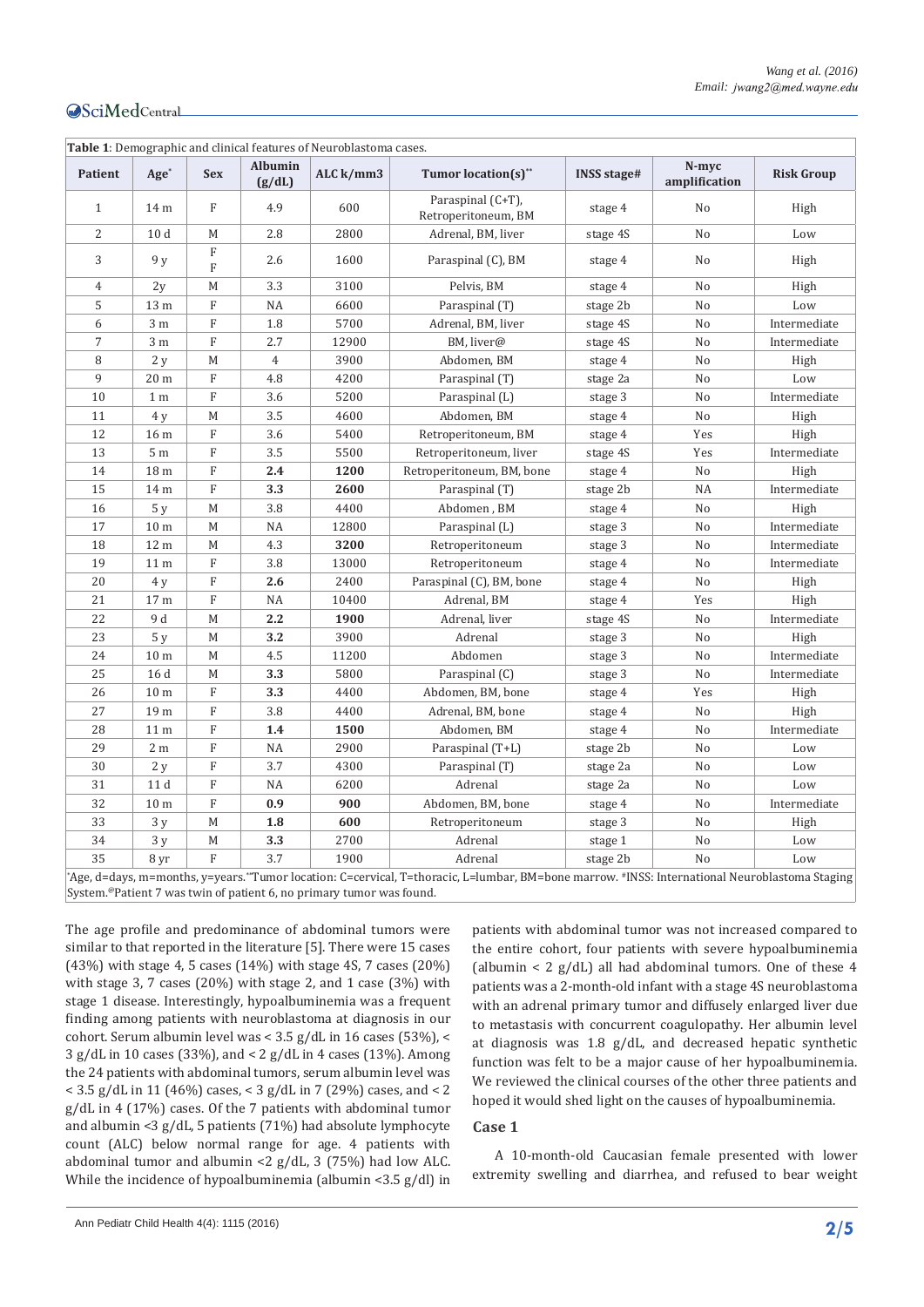**Table 1**: Demographic and clinical features of Neuroblastoma cases.

| Patient | Age* | Sex | Albumin (g/dL) | ALC k/mm3 | Tumor location(s)** | INSS stage# | N-myc amplification | Risk Group |
|---|---|---|---|---|---|---|---|---|
| 1 | 14 m | F | 4.9 | 600 | Paraspinal (C+T), Retroperitoneum, BM | stage 4 | No | High |
| 2 | 10 d | M | 2.8 | 2800 | Adrenal, BM, liver | stage 4S | No | Low |
| 3 | 9 y | F F | 2.6 | 1600 | Paraspinal (C), BM | stage 4 | No | High |
| 4 | 2y | M | 3.3 | 3100 | Pelvis, BM | stage 4 | No | High |
| 5 | 13 m | F | NA | 6600 | Paraspinal (T) | stage 2b | No | Low |
| 6 | 3 m | F | 1.8 | 5700 | Adrenal, BM, liver | stage 4S | No | Intermediate |
| 7 | 3 m | F | 2.7 | 12900 | BM, liver@ | stage 4S | No | Intermediate |
| 8 | 2 y | M | 4 | 3900 | Abdomen, BM | stage 4 | No | High |
| 9 | 20 m | F | 4.8 | 4200 | Paraspinal (T) | stage 2a | No | Low |
| 10 | 1 m | F | 3.6 | 5200 | Paraspinal (L) | stage 3 | No | Intermediate |
| 11 | 4 y | M | 3.5 | 4600 | Abdomen, BM | stage 4 | No | High |
| 12 | 16 m | F | 3.6 | 5400 | Retroperitoneum, BM | stage 4 | Yes | High |
| 13 | 5 m | F | 3.5 | 5500 | Retroperitoneum, liver | stage 4S | Yes | Intermediate |
| 14 | 18 m | F | **2.4** | **1200** | Retroperitoneum, BM, bone | stage 4 | No | High |
| 15 | 14 m | F | **3.3** | **2600** | Paraspinal (T) | stage 2b | NA | Intermediate |
| 16 | 5 y | M | 3.8 | 4400 | Abdomen , BM | stage 4 | No | High |
| 17 | 10 m | M | NA | 12800 | Paraspinal (L) | stage 3 | No | Intermediate |
| 18 | 12 m | M | 4.3 | **3200** | Retroperitoneum | stage 3 | No | Intermediate |
| 19 | 11 m | F | 3.8 | 13000 | Retroperitoneum | stage 4 | No | Intermediate |
| 20 | 4 y | F | **2.6** | 2400 | Paraspinal (C), BM, bone | stage 4 | No | High |
| 21 | 17 m | F | NA | 10400 | Adrenal, BM | stage 4 | Yes | High |
| 22 | 9 d | M | **2.2** | **1900** | Adrenal, liver | stage 4S | No | Intermediate |
| 23 | 5 y | M | **3.2** | 3900 | Adrenal | stage 3 | No | High |
| 24 | 10 m | M | 4.5 | 11200 | Abdomen | stage 3 | No | Intermediate |
| 25 | 16 d | M | **3.3** | 5800 | Paraspinal (C) | stage 3 | No | Intermediate |
| 26 | 10 m | F | **3.3** | 4400 | Abdomen, BM, bone | stage 4 | Yes | High |
| 27 | 19 m | F | 3.8 | 4400 | Adrenal, BM, bone | stage 4 | No | High |
| 28 | 11 m | F | **1.4** | **1500** | Abdomen, BM | stage 4 | No | Intermediate |
| 29 | 2 m | F | NA | 2900 | Paraspinal (T+L) | stage 2b | No | Low |
| 30 | 2 y | F | 3.7 | 4300 | Paraspinal (T) | stage 2a | No | Low |
| 31 | 11 d | F | NA | 6200 | Adrenal | stage 2a | No | Low |
| 32 | 10 m | F | **0.9** | **900** | Abdomen, BM, bone | stage 4 | No | Intermediate |
| 33 | 3 y | M | **1.8** | **600** | Retroperitoneum | stage 3 | No | High |
| 34 | 3 y | M | **3.3** | 2700 | Adrenal | stage 1 | No | Low |
| 35 | 8 yr | F | 3.7 | 1900 | Adrenal | stage 2b | No | Low |

*Age, d=days, m=months, y=years.**Tumor location: C=cervical, T=thoracic, L=lumbar, BM=bone marrow. #INSS: International Neuroblastoma Staging System.@Patient 7 was twin of patient 6, no primary tumor was found.

The age profile and predominance of abdominal tumors were similar to that reported in the literature [5]. There were 15 cases (43%) with stage 4, 5 cases (14%) with stage 4S, 7 cases (20%) with stage 3, 7 cases (20%) with stage 2, and 1 case (3%) with stage 1 disease. Interestingly, hypoalbuminemia was a frequent finding among patients with neuroblastoma at diagnosis in our cohort. Serum albumin level was < 3.5 g/dL in 16 cases (53%), < 3 g/dL in 10 cases (33%), and < 2 g/dL in 4 cases (13%). Among the 24 patients with abdominal tumors, serum albumin level was < 3.5 g/dL in 11 (46%) cases, < 3 g/dL in 7 (29%) cases, and < 2 g/dL in 4 (17%) cases. Of the 7 patients with abdominal tumor and albumin <3 g/dL, 5 patients (71%) had absolute lymphocyte count (ALC) below normal range for age. 4 patients with abdominal tumor and albumin <2 g/dL, 3 (75%) had low ALC. While the incidence of hypoalbuminemia (albumin <3.5 g/dl) in patients with abdominal tumor was not increased compared to the entire cohort, four patients with severe hypoalbuminemia (albumin < 2 g/dL) all had abdominal tumors. One of these 4 patients was a 2-month-old infant with a stage 4S neuroblastoma with an adrenal primary tumor and diffusely enlarged liver due to metastasis with concurrent coagulopathy. Her albumin level at diagnosis was 1.8 g/dL, and decreased hepatic synthetic function was felt to be a major cause of her hypoalbuminemia. We reviewed the clinical courses of the other three patients and hoped it would shed light on the causes of hypoalbuminemia.

## Case 1

A 10-month-old Caucasian female presented with lower extremity swelling and diarrhea, and refused to bear weight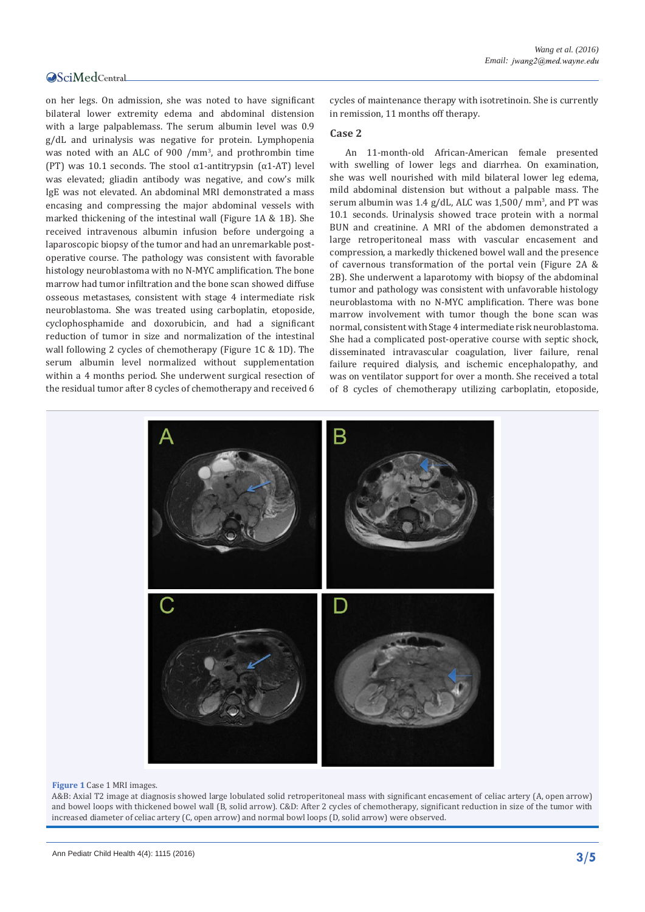on her legs. On admission, she was noted to have significant bilateral lower extremity edema and abdominal distension with a large palpablemass. The serum albumin level was 0.9 g/dL and urinalysis was negative for protein. Lymphopenia was noted with an ALC of 900 /mm$^3$, and prothrombin time (PT) was 10.1 seconds. The stool α1-antitrypsin (α1-AT) level was elevated; gliadin antibody was negative, and cow's milk IgE was not elevated. An abdominal MRI demonstrated a mass encasing and compressing the major abdominal vessels with marked thickening of the intestinal wall (Figure 1A & 1B). She received intravenous albumin infusion before undergoing a laparoscopic biopsy of the tumor and had an unremarkable post-operative course. The pathology was consistent with favorable histology neuroblastoma with no N-MYC amplification. The bone marrow had tumor infiltration and the bone scan showed diffuse osseous metastases, consistent with stage 4 intermediate risk neuroblastoma. She was treated using carboplatin, etoposide, cyclophosphamide and doxorubicin, and had a significant reduction of tumor in size and normalization of the intestinal wall following 2 cycles of chemotherapy (Figure 1C & 1D). The serum albumin level normalized without supplementation within a 4 months period. She underwent surgical resection of the residual tumor after 8 cycles of chemotherapy and received 6 cycles of maintenance therapy with isotretinoin. She is currently in remission, 11 months off therapy.

## Case 2

An 11-month-old African-American female presented with swelling of lower legs and diarrhea. On examination, she was well nourished with mild bilateral lower leg edema, mild abdominal distension but without a palpable mass. The serum albumin was 1.4 g/dL, ALC was 1,500/ mm$^3$, and PT was 10.1 seconds. Urinalysis showed trace protein with a normal BUN and creatinine. A MRI of the abdomen demonstrated a large retroperitoneal mass with vascular encasement and compression, a markedly thickened bowel wall and the presence of cavernous transformation of the portal vein (Figure 2A & 2B). She underwent a laparotomy with biopsy of the abdominal tumor and pathology was consistent with unfavorable histology neuroblastoma with no N-MYC amplification. There was bone marrow involvement with tumor though the bone scan was normal, consistent with Stage 4 intermediate risk neuroblastoma. She had a complicated post-operative course with septic shock, disseminated intravascular coagulation, liver failure, renal failure required dialysis, and ischemic encephalopathy, and was on ventilator support for over a month. She received a total of 8 cycles of chemotherapy utilizing carboplatin, etoposide,

**Figure 1** Case 1 MRI images.
A&B: Axial T2 image at diagnosis showed large lobulated solid retroperitoneal mass with significant encasement of celiac artery (A, open arrow) and bowel loops with thickened bowel wall (B, solid arrow). C&D: After 2 cycles of chemotherapy, significant reduction in size of the tumor with increased diameter of celiac artery (C, open arrow) and normal bowl loops (D, solid arrow) were observed.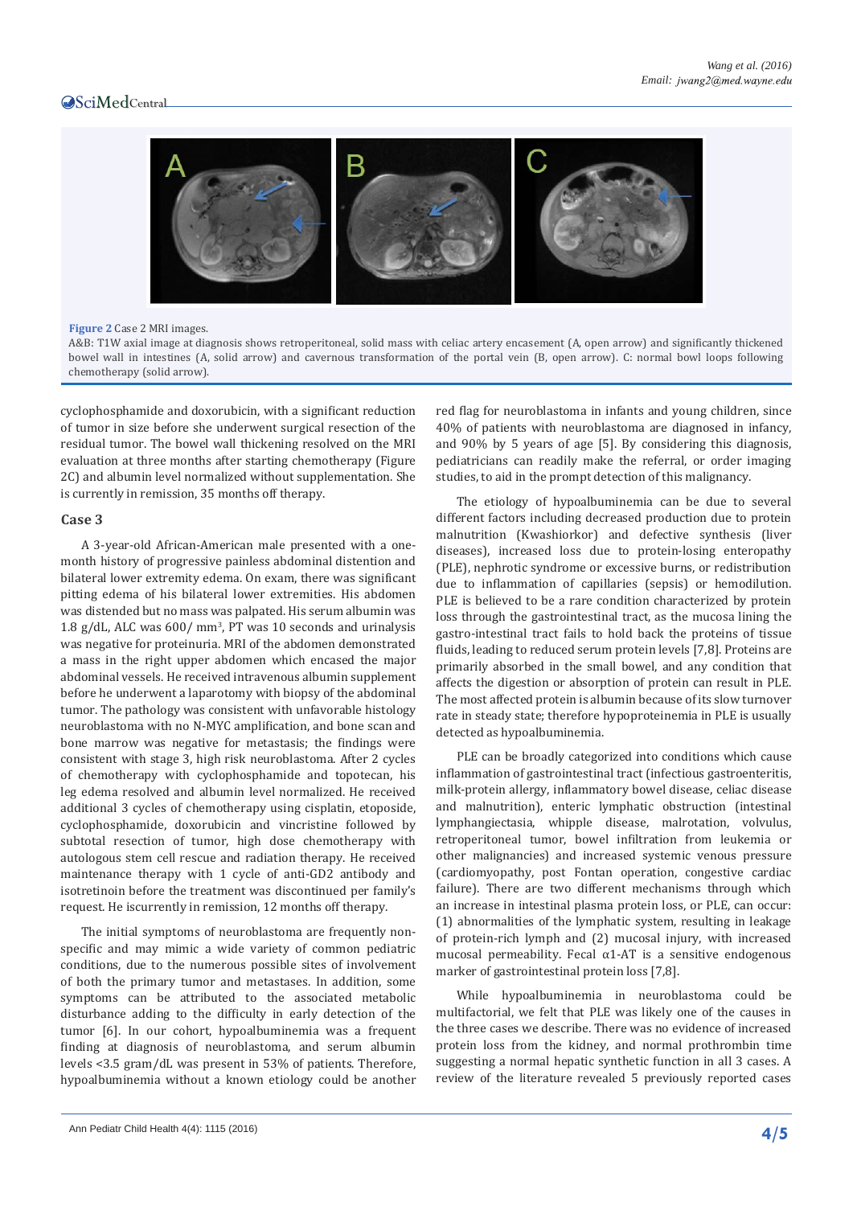**Figure 2** Case 2 MRI images.

A&B: T1W axial image at diagnosis shows retroperitoneal, solid mass with celiac artery encasement (A, open arrow) and significantly thickened bowel wall in intestines (A, solid arrow) and cavernous transformation of the portal vein (B, open arrow). C: normal bowel loops following chemotherapy (solid arrow).

cyclophosphamide and doxorubicin, with a significant reduction of tumor in size before she underwent surgical resection of the residual tumor. The bowel wall thickening resolved on the MRI evaluation at three months after starting chemotherapy (Figure 2C) and albumin level normalized without supplementation. She is currently in remission, 35 months off therapy.

### Case 3

A 3-year-old African-American male presented with a one-month history of progressive painless abdominal distention and bilateral lower extremity edema. On exam, there was significant pitting edema of his bilateral lower extremities. His abdomen was distended but no mass was palpated. His serum albumin was 1.8 g/dL, ALC was 600/ $mm^3$, PT was 10 seconds and urinalysis was negative for proteinuria. MRI of the abdomen demonstrated a mass in the right upper abdomen which encased the major abdominal vessels. He received intravenous albumin supplement before he underwent a laparotomy with biopsy of the abdominal tumor. The pathology was consistent with unfavorable histology neuroblastoma with no N-MYC amplification, and bone scan and bone marrow was negative for metastasis; the findings were consistent with stage 3, high risk neuroblastoma. After 2 cycles of chemotherapy with cyclophosphamide and topotecan, his leg edema resolved and albumin level normalized. He received additional 3 cycles of chemotherapy using cisplatin, etoposide, cyclophosphamide, doxorubicin and vincristine followed by subtotal resection of tumor, high dose chemotherapy with autologous stem cell rescue and radiation therapy. He received maintenance therapy with 1 cycle of anti-GD2 antibody and isotretinoin before the treatment was discontinued per family's request. He iscurrently in remission, 12 months off therapy.

The initial symptoms of neuroblastoma are frequently non-specific and may mimic a wide variety of common pediatric conditions, due to the numerous possible sites of involvement of both the primary tumor and metastases. In addition, some symptoms can be attributed to the associated metabolic disturbance adding to the difficulty in early detection of the tumor [6]. In our cohort, hypoalbuminemia was a frequent finding at diagnosis of neuroblastoma, and serum albumin levels <3.5 gram/dL was present in 53% of patients. Therefore, hypoalbuminemia without a known etiology could be another red flag for neuroblastoma in infants and young children, since 40% of patients with neuroblastoma are diagnosed in infancy, and 90% by 5 years of age [5]. By considering this diagnosis, pediatricians can readily make the referral, or order imaging studies, to aid in the prompt detection of this malignancy.

The etiology of hypoalbuminemia can be due to several different factors including decreased production due to protein malnutrition (Kwashiorkor) and defective synthesis (liver diseases), increased loss due to protein-losing enteropathy (PLE), nephrotic syndrome or excessive burns, or redistribution due to inflammation of capillaries (sepsis) or hemodilution. PLE is believed to be a rare condition characterized by protein loss through the gastrointestinal tract, as the mucosa lining the gastro-intestinal tract fails to hold back the proteins of tissue fluids, leading to reduced serum protein levels [7,8]. Proteins are primarily absorbed in the small bowel, and any condition that affects the digestion or absorption of protein can result in PLE. The most affected protein is albumin because of its slow turnover rate in steady state; therefore hypoproteinemia in PLE is usually detected as hypoalbuminemia.

PLE can be broadly categorized into conditions which cause inflammation of gastrointestinal tract (infectious gastroenteritis, milk-protein allergy, inflammatory bowel disease, celiac disease and malnutrition), enteric lymphatic obstruction (intestinal lymphangiectasia, whipple disease, malrotation, volvulus, retroperitoneal tumor, bowel infiltration from leukemia or other malignancies) and increased systemic venous pressure (cardiomyopathy, post Fontan operation, congestive cardiac failure). There are two different mechanisms through which an increase in intestinal plasma protein loss, or PLE, can occur: (1) abnormalities of the lymphatic system, resulting in leakage of protein-rich lymph and (2) mucosal injury, with increased mucosal permeability. Fecal $\alpha$1-AT is a sensitive endogenous marker of gastrointestinal protein loss [7,8].

While hypoalbuminemia in neuroblastoma could be multifactorial, we felt that PLE was likely one of the causes in the three cases we describe. There was no evidence of increased protein loss from the kidney, and normal prothrombin time suggesting a normal hepatic synthetic function in all 3 cases. A review of the literature revealed 5 previously reported cases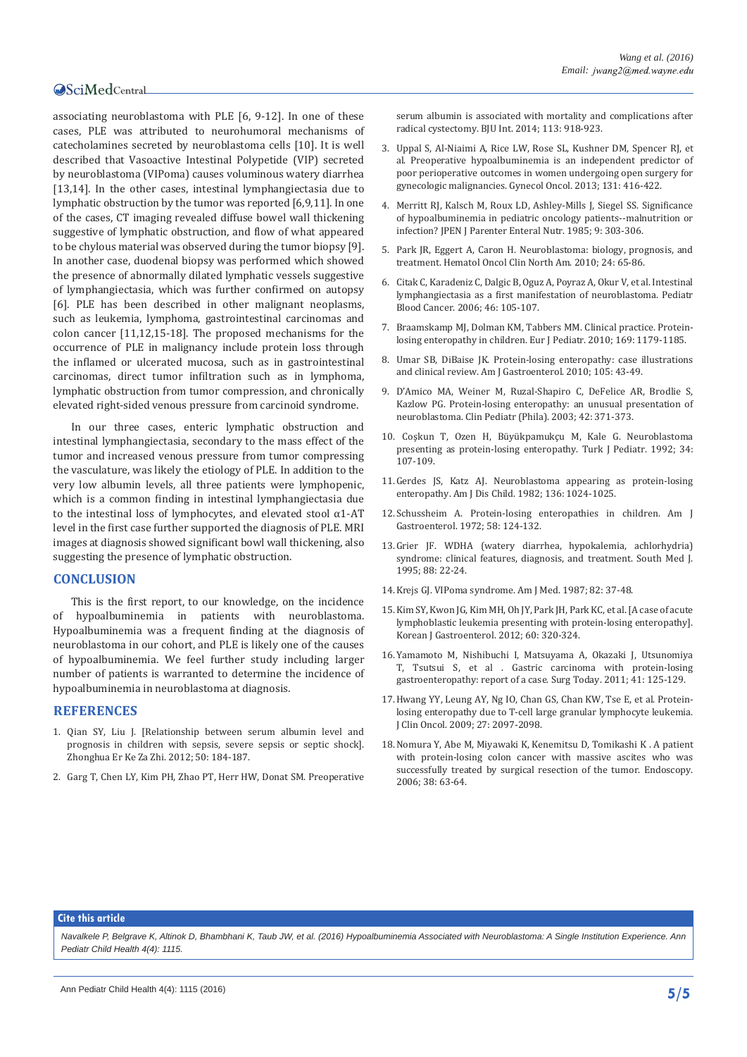associating neuroblastoma with PLE [6, 9-12]. In one of these cases, PLE was attributed to neurohumoral mechanisms of catecholamines secreted by neuroblastoma cells [10]. It is well described that Vasoactive Intestinal Polypetide (VIP) secreted by neuroblastoma (VIPoma) causes voluminous watery diarrhea [13,14]. In the other cases, intestinal lymphangiectasia due to lymphatic obstruction by the tumor was reported [6,9,11]. In one of the cases, CT imaging revealed diffuse bowel wall thickening suggestive of lymphatic obstruction, and flow of what appeared to be chylous material was observed during the tumor biopsy [9]. In another case, duodenal biopsy was performed which showed the presence of abnormally dilated lymphatic vessels suggestive of lymphangiectasia, which was further confirmed on autopsy [6]. PLE has been described in other malignant neoplasms, such as leukemia, lymphoma, gastrointestinal carcinomas and colon cancer [11,12,15-18]. The proposed mechanisms for the occurrence of PLE in malignancy include protein loss through the inflamed or ulcerated mucosa, such as in gastrointestinal carcinomas, direct tumor infiltration such as in lymphoma, lymphatic obstruction from tumor compression, and chronically elevated right-sided venous pressure from carcinoid syndrome.

In our three cases, enteric lymphatic obstruction and intestinal lymphangiectasia, secondary to the mass effect of the tumor and increased venous pressure from tumor compressing the vasculature, was likely the etiology of PLE. In addition to the very low albumin levels, all three patients were lymphopenic, which is a common finding in intestinal lymphangiectasia due to the intestinal loss of lymphocytes, and elevated stool α1-AT level in the first case further supported the diagnosis of PLE. MRI images at diagnosis showed significant bowl wall thickening, also suggesting the presence of lymphatic obstruction.

## CONCLUSION

This is the first report, to our knowledge, on the incidence of hypoalbuminemia in patients with neuroblastoma. Hypoalbuminemia was a frequent finding at the diagnosis of neuroblastoma in our cohort, and PLE is likely one of the causes of hypoalbuminemia. We feel further study including larger number of patients is warranted to determine the incidence of hypoalbuminemia in neuroblastoma at diagnosis.

## REFERENCES

1. Qian SY, Liu J. [Relationship between serum albumin level and prognosis in children with sepsis, severe sepsis or septic shock]. Zhonghua Er Ke Za Zhi. 2012; 50: 184-187.
2. Garg T, Chen LY, Kim PH, Zhao PT, Herr HW, Donat SM. Preoperative serum albumin is associated with mortality and complications after radical cystectomy. BJU Int. 2014; 113: 918-923.
3. Uppal S, Al-Niaimi A, Rice LW, Rose SL, Kushner DM, Spencer RJ, et al. Preoperative hypoalbuminemia is an independent predictor of poor perioperative outcomes in women undergoing open surgery for gynecologic malignancies. Gynecol Oncol. 2013; 131: 416-422.
4. Merritt RJ, Kalsch M, Roux LD, Ashley-Mills J, Siegel SS. Significance of hypoalbuminemia in pediatric oncology patients--malnutrition or infection? JPEN J Parenter Enteral Nutr. 1985; 9: 303-306.
5. Park JR, Eggert A, Caron H. Neuroblastoma: biology, prognosis, and treatment. Hematol Oncol Clin North Am. 2010; 24: 65-86.
6. Citak C, Karadeniz C, Dalgic B, Oguz A, Poyraz A, Okur V, et al. Intestinal lymphangiectasia as a first manifestation of neuroblastoma. Pediatr Blood Cancer. 2006; 46: 105-107.
7. Braamskamp MJ, Dolman KM, Tabbers MM. Clinical practice. Protein-losing enteropathy in children. Eur J Pediatr. 2010; 169: 1179-1185.
8. Umar SB, DiBaise JK. Protein-losing enteropathy: case illustrations and clinical review. Am J Gastroenterol. 2010; 105: 43-49.
9. D'Amico MA, Weiner M, Ruzal-Shapiro C, DeFelice AR, Brodlie S, Kazlow PG. Protein-losing enteropathy: an unusual presentation of neuroblastoma. Clin Pediatr (Phila). 2003; 42: 371-373.
10. Coşkun T, Ozen H, Büyükpamukçu M, Kale G. Neuroblastoma presenting as protein-losing enteropathy. Turk J Pediatr. 1992; 34: 107-109.
11. Gerdes JS, Katz AJ. Neuroblastoma appearing as protein-losing enteropathy. Am J Dis Child. 1982; 136: 1024-1025.
12. Schussheim A. Protein-losing enteropathies in children. Am J Gastroenterol. 1972; 58: 124-132.
13. Grier JF. WDHA (watery diarrhea, hypokalemia, achlorhydria) syndrome: clinical features, diagnosis, and treatment. South Med J. 1995; 88: 22-24.
14. Krejs GJ. VIPoma syndrome. Am J Med. 1987; 82: 37-48.
15. Kim SY, Kwon JG, Kim MH, Oh JY, Park JH, Park KC, et al. [A case of acute lymphoblastic leukemia presenting with protein-losing enteropathy]. Korean J Gastroenterol. 2012; 60: 320-324.
16. Yamamoto M, Nishibuchi I, Matsuyama A, Okazaki J, Utsunomiya T, Tsutsui S, et al . Gastric carcinoma with protein-losing gastroenteropathy: report of a case. Surg Today. 2011; 41: 125-129.
17. Hwang YY, Leung AY, Ng IO, Chan GS, Chan KW, Tse E, et al. Protein-losing enteropathy due to T-cell large granular lymphocyte leukemia. J Clin Oncol. 2009; 27: 2097-2098.
18. Nomura Y, Abe M, Miyawaki K, Kenemitsu D, Tomikashi K . A patient with protein-losing colon cancer with massive ascites who was successfully treated by surgical resection of the tumor. Endoscopy. 2006; 38: 63-64.

**Cite this article**

*Navalkele P, Belgrave K, Altinok D, Bhambhani K, Taub JW, et al. (2016) Hypoalbuminemia Associated with Neuroblastoma: A Single Institution Experience. Ann Pediatr Child Health 4(4): 1115.*